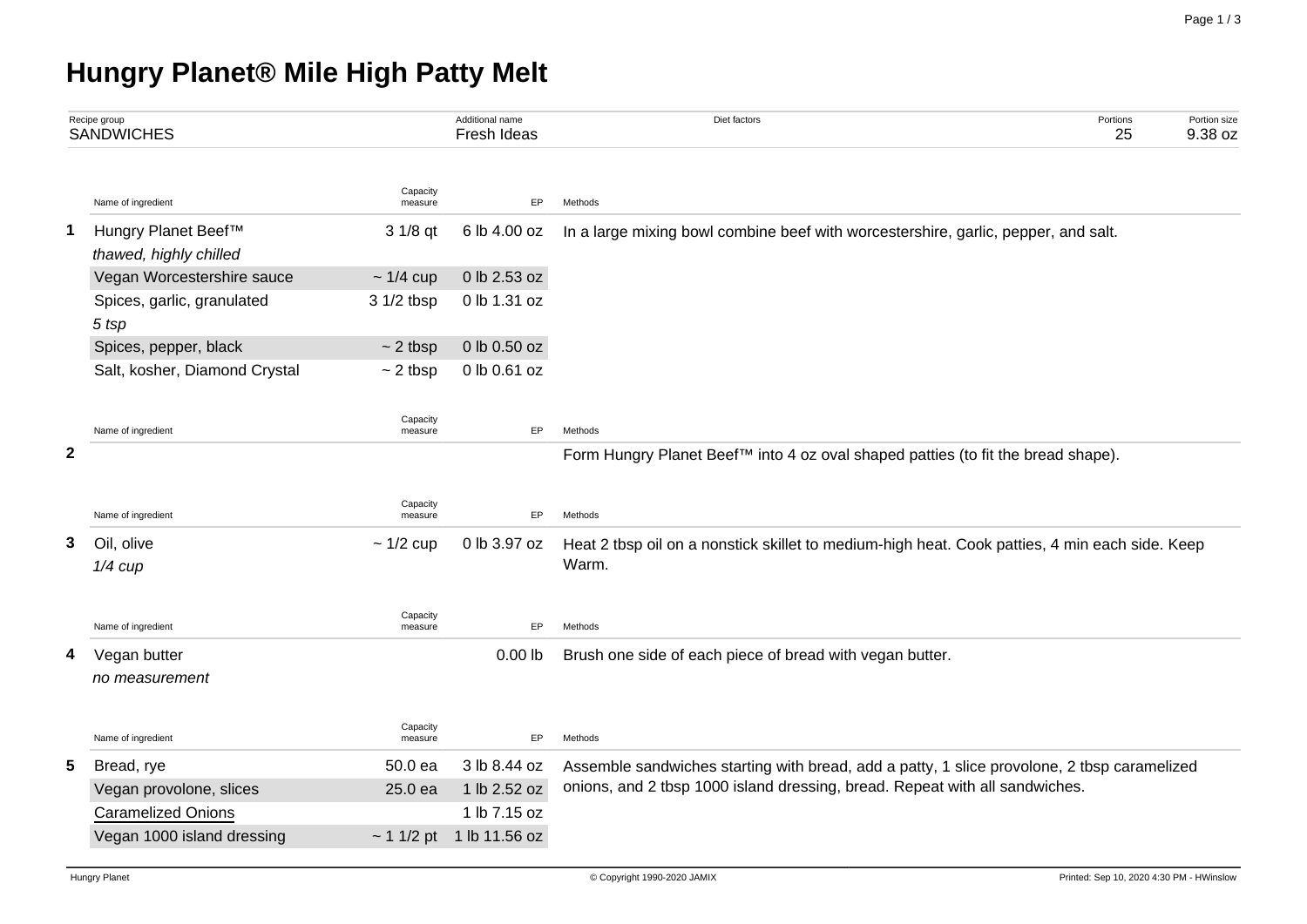# Hungry Planet® Mile High Patty Melt

| Recipe group | Additional name | Diet factors | Portions | Portion size |
|---|---|---|---|---|
| SANDWICHES | Fresh Ideas | | 25 | 9.38 oz |

| | Name of ingredient | Capacity measure | EP | Methods |
|---|---|---|---|---|
| **1** | Hungry Planet Beef™ *thawed, highly chilled* | 3 1/8 qt | 6 lb 4.00 oz | In a large mixing bowl combine beef with worcestershire, garlic, pepper, and salt. |
| | Vegan Worcestershire sauce | ~ 1/4 cup | 0 lb 2.53 oz | |
| | Spices, garlic, granulated *5 tsp* | 3 1/2 tbsp | 0 lb 1.31 oz | |
| | Spices, pepper, black | ~ 2 tbsp | 0 lb 0.50 oz | |
| | Salt, kosher, Diamond Crystal | ~ 2 tbsp | 0 lb 0.61 oz | |

| | Name of ingredient | Capacity measure | EP | Methods |
|---|---|---|---|---|
| **2** | | | | Form Hungry Planet Beef™ into 4 oz oval shaped patties (to fit the bread shape). |

| | Name of ingredient | Capacity measure | EP | Methods |
|---|---|---|---|---|
| **3** | Oil, olive *1/4 cup* | ~ 1/2 cup | 0 lb 3.97 oz | Heat 2 tbsp oil on a nonstick skillet to medium-high heat. Cook patties, 4 min each side. Keep Warm. |

| | Name of ingredient | Capacity measure | EP | Methods |
|---|---|---|---|---|
| **4** | Vegan butter *no measurement* | | 0.00 lb | Brush one side of each piece of bread with vegan butter. |

| | Name of ingredient | Capacity measure | EP | Methods |
|---|---|---|---|---|
| **5** | Bread, rye | 50.0 ea | 3 lb 8.44 oz | Assemble sandwiches starting with bread, add a patty, 1 slice provolone, 2 tbsp caramelized onions, and 2 tbsp 1000 island dressing, bread. Repeat with all sandwiches. |
| | Vegan provolone, slices | 25.0 ea | 1 lb 2.52 oz | |
| | Caramelized Onions | | 1 lb 7.15 oz | |
| | Vegan 1000 island dressing | ~ 1 1/2 pt | 1 lb 11.56 oz | |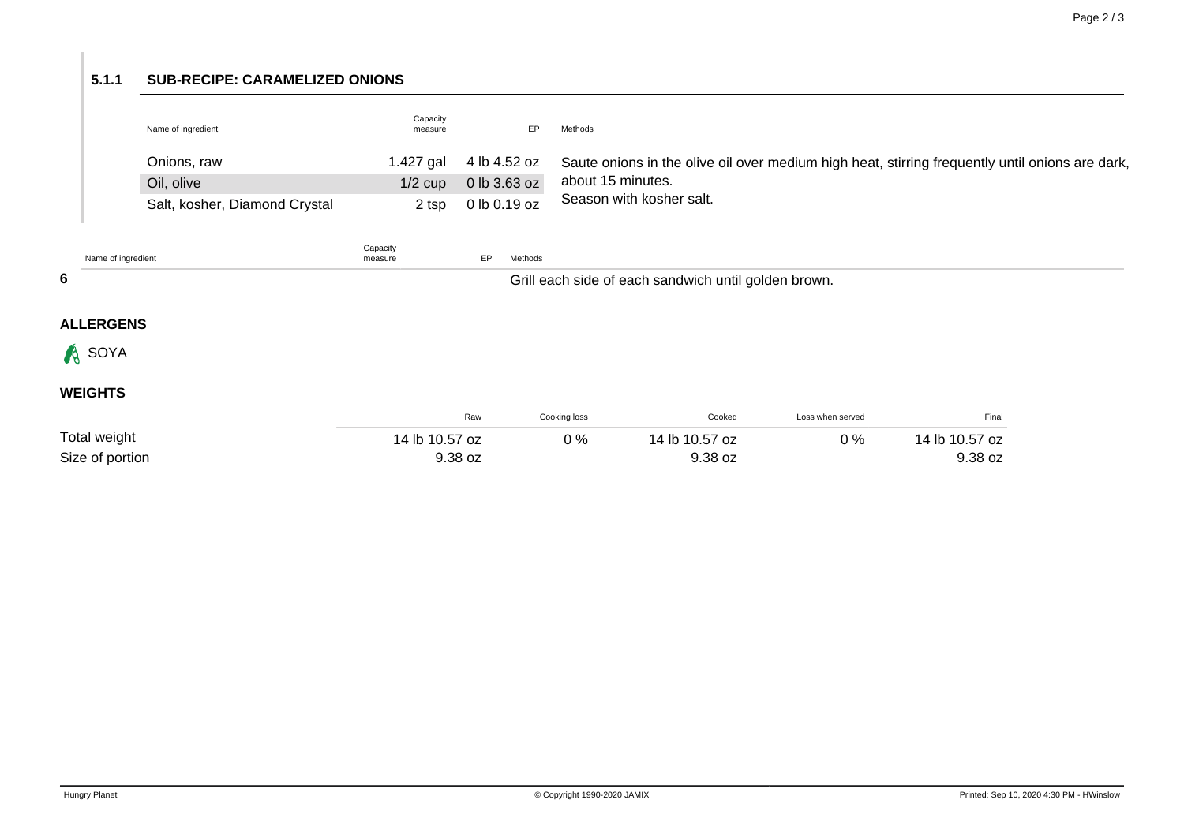### 5.1.1 SUB-RECIPE: CARAMELIZED ONIONS

| Name of ingredient | Capacity measure | EP | Methods |
|---|---|---|---|
| Onions, raw | 1.427 gal | 4 lb 4.52 oz | Saute onions in the olive oil over medium high heat, stirring frequently until onions are dark, about 15 minutes. |
| Oil, olive | 1/2 cup | 0 lb 3.63 oz | Season with kosher salt. |
| Salt, kosher, Diamond Crystal | 2 tsp | 0 lb 0.19 oz | |

| | Name of ingredient | Capacity measure | EP | Methods |
|---|---|---|---|---|
| **6** | | | | Grill each side of each sandwich until golden brown. |

### ALLERGENS

SOYA

### WEIGHTS

| | Raw | Cooking loss | Cooked | Loss when served | Final |
|---|---|---|---|---|---|
| Total weight | 14 lb 10.57 oz | 0 % | 14 lb 10.57 oz | 0 % | 14 lb 10.57 oz |
| Size of portion | 9.38 oz | | 9.38 oz | | 9.38 oz |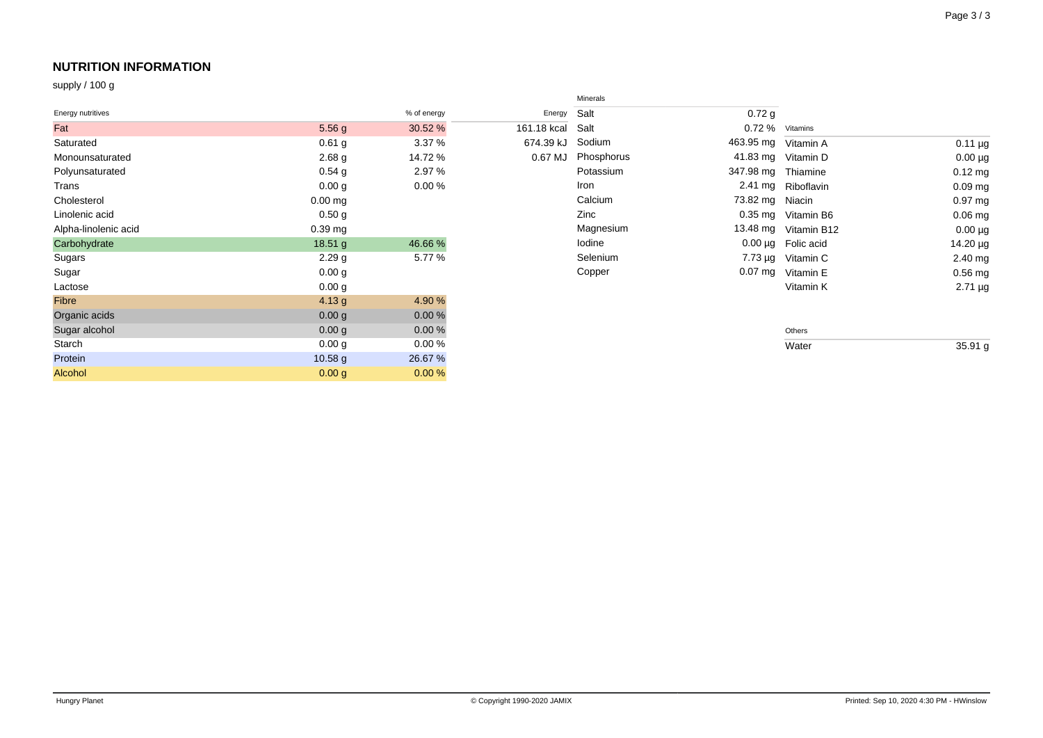## NUTRITION INFORMATION

supply / 100 g

| Energy nutritives | | % of energy |
|---|---|---|
| Fat | 5.56 g | 30.52 % |
| Saturated | 0.61 g | 3.37 % |
| Monounsaturated | 2.68 g | 14.72 % |
| Polyunsaturated | 0.54 g | 2.97 % |
| Trans | 0.00 g | 0.00 % |
| Cholesterol | 0.00 mg | |
| Linolenic acid | 0.50 g | |
| Alpha-linolenic acid | 0.39 mg | |
| Carbohydrate | 18.51 g | 46.66 % |
| Sugars | 2.29 g | 5.77 % |
| Sugar | 0.00 g | |
| Lactose | 0.00 g | |
| Fibre | 4.13 g | 4.90 % |
| Organic acids | 0.00 g | 0.00 % |
| Sugar alcohol | 0.00 g | 0.00 % |
| Starch | 0.00 g | 0.00 % |
| Protein | 10.58 g | 26.67 % |
| Alcohol | 0.00 g | 0.00 % |

| Energy |
|---|
| 161.18 kcal |
| 674.39 kJ |
| 0.67 MJ |

| Minerals | |
|---|---|
| Salt | 0.72 g |
| Salt | 0.72 % |
| Sodium | 463.95 mg |
| Phosphorus | 41.83 mg |
| Potassium | 347.98 mg |
| Iron | 2.41 mg |
| Calcium | 73.82 mg |
| Zinc | 0.35 mg |
| Magnesium | 13.48 mg |
| Iodine | 0.00 µg |
| Selenium | 7.73 µg |
| Copper | 0.07 mg |

| Vitamins | |
|---|---|
| Vitamin A | 0.11 µg |
| Vitamin D | 0.00 µg |
| Thiamine | 0.12 mg |
| Riboflavin | 0.09 mg |
| Niacin | 0.97 mg |
| Vitamin B6 | 0.06 mg |
| Vitamin B12 | 0.00 µg |
| Folic acid | 14.20 µg |
| Vitamin C | 2.40 mg |
| Vitamin E | 0.56 mg |
| Vitamin K | 2.71 µg |

| Others | |
|---|---|
| Water | 35.91 g |